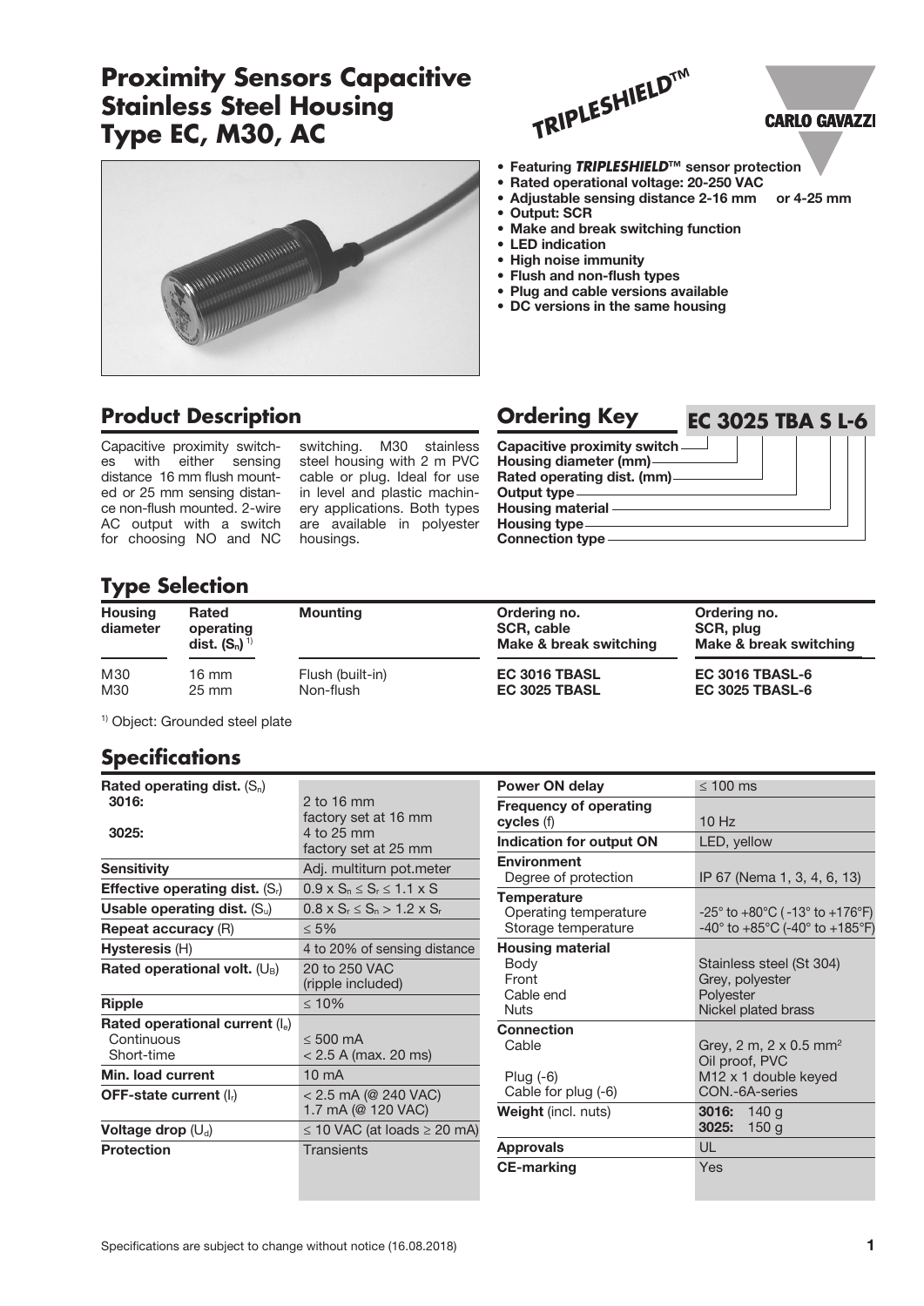# Proximity Sensors Capacitive Stainless Steel Housing Type EC, M30, AC

TRIPLESHIELD™

CARLO GAVAZZI

- Featuring *TRIPLESHIELD*™ sensor protection
- Rated operational voltage: 20-250 VAC
- Adjustable sensing distance 2-16 mm or 4-25 mm
- Output: SCR
- Make and break switching function
- LED indication
- High noise immunity
- Flush and non-flush types
- Plug and cable versions available
- DC versions in the same housing

## Product Description

Capacitive proximity switches with either sensing distance 16 mm flush mounted or 25 mm sensing distance non-flush mounted. 2-wire AC output with a switch for choosing NO and NC switching. M30 stainless steel housing with 2 m PVC cable or plug. Ideal for use in level and plastic machinery applications. Both types are available in polyester housings.

## Ordering Key

**EC 3025 TBA S L-6**

- Capacitive proximity switch
- Housing diameter (mm)
- Rated operating dist. (mm)
- Output type
- Housing material
- Housing type
- Connection type

## Type Selection

| Housing diameter | Rated operating dist. ($S_n$) [1] | Mounting | Ordering no. SCR, cable Make & break switching | Ordering no. SCR, plug Make & break switching |
|---|---|---|---|---|
| M30 | 16 mm | Flush (built-in) | **EC 3016 TBASL** | **EC 3016 TBASL-6** |
| M30 | 25 mm | Non-flush | **EC 3025 TBASL** | **EC 3025 TBASL-6** |

[1] Object: Grounded steel plate

## Specifications

| | |
|---|---|
| **Rated operating dist.** ($S_n$) | |
| **3016:** | 2 to 16 mm factory set at 16 mm |
| **3025:** | 4 to 25 mm factory set at 25 mm |
| **Sensitivity** | Adj. multiturn pot.meter |
| **Effective operating dist.** ($S_r$) | $0.9 \times S_n \leq S_r \leq 1.1 \times S$ |
| **Usable operating dist.** ($S_u$) | $0.8 \times S_r \leq S_n > 1.2 \times S_r$ |
| **Repeat accuracy** (R) | ≤ 5% |
| **Hysteresis** (H) | 4 to 20% of sensing distance |
| **Rated operational volt.** ($U_B$) | 20 to 250 VAC (ripple included) |
| **Ripple** | ≤ 10% |
| **Rated operational current** ($I_e$) | |
| Continuous | ≤ 500 mA |
| Short-time | < 2.5 A (max. 20 ms) |
| **Min. load current** | 10 mA |
| **OFF-state current** ($I_r$) | < 2.5 mA (@ 240 VAC) 1.7 mA (@ 120 VAC) |
| **Voltage drop** ($U_d$) | ≤ 10 VAC (at loads ≥ 20 mA) |
| **Protection** | Transients |

| | |
|---|---|
| **Power ON delay** | ≤ 100 ms |
| **Frequency of operating cycles** (f) | 10 Hz |
| **Indication for output ON** | LED, yellow |
| **Environment** | |
| Degree of protection | IP 67 (Nema 1, 3, 4, 6, 13) |
| **Temperature** | |
| Operating temperature | -25° to +80°C (-13° to +176°F) |
| Storage temperature | -40° to +85°C (-40° to +185°F) |
| **Housing material** | |
| Body | Stainless steel (St 304) |
| Front | Grey, polyester |
| Cable end | Polyester |
| Nuts | Nickel plated brass |
| **Connection** | |
| Cable | Grey, 2 m, 2 x 0.5 mm² Oil proof, PVC |
| Plug (-6) | M12 x 1 double keyed |
| Cable for plug (-6) | CON.-6A-series |
| **Weight** (incl. nuts) | **3016:** 140 g **3025:** 150 g |
| **Approvals** | UL |
| **CE-marking** | Yes |

Specifications are subject to change without notice (16.08.2018)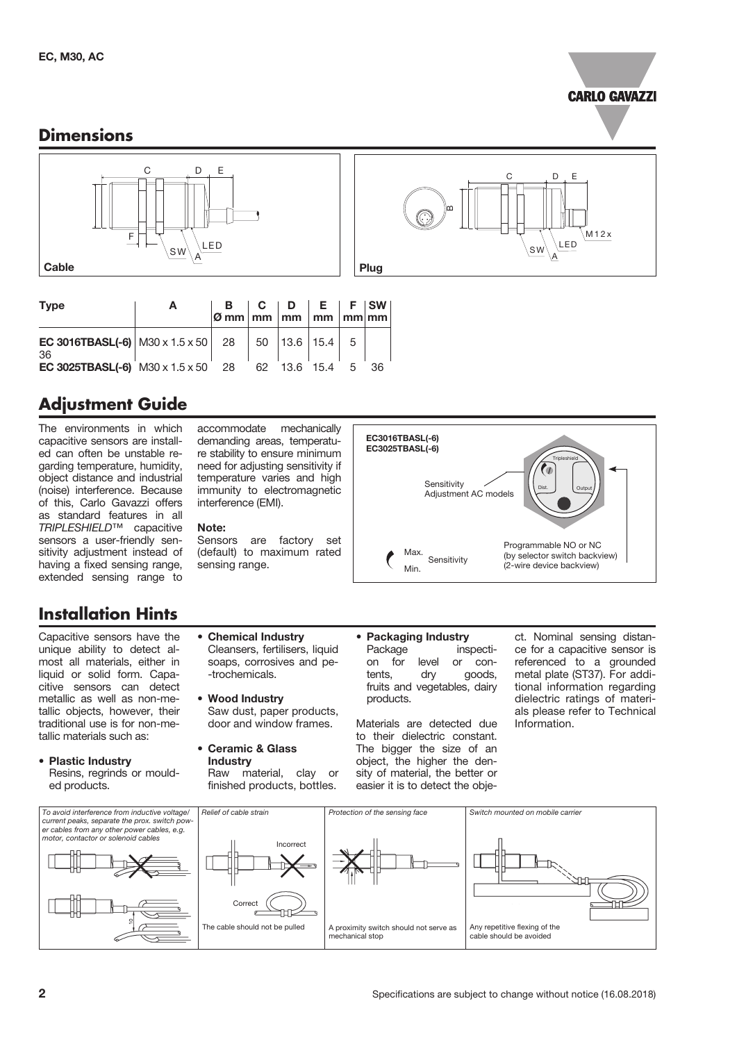## Dimensions

Cable

Plug

| Type | A | B Ø mm | C mm | D mm | E mm | F mm | SW mm |
|---|---|---|---|---|---|---|---|
| **EC 3016TBASL(-6)** | M30 x 1.5 x 50 | 28 | 50 | 13.6 | 15.4 | 5 | 36 |
| **EC 3025TBASL(-6)** | M30 x 1.5 x 50 | 28 | 62 | 13.6 | 15.4 | 5 | 36 |

## Adjustment Guide

The environments in which capacitive sensors are installed can often be unstable regarding temperature, humidity, object distance and industrial (noise) interference. Because of this, Carlo Gavazzi offers as standard features in all *TRIPLESHIELD*™ capacitive sensors a user-friendly sensitivity adjustment instead of having a fixed sensing range, extended sensing range to accommodate mechanically demanding areas, temperature stability to ensure minimum need for adjusting sensitivity if temperature varies and high immunity to electromagnetic interference (EMI).

**Note:**
Sensors are factory set (default) to maximum rated sensing range.

**EC3016TBASL(-6)**
**EC3025TBASL(-6)**

Sensitivity Adjustment AC models

Tripleshield, Dist., Output

Max. Sensitivity Min.

Programmable NO or NC (by selector switch backview) (2-wire device backview)

## Installation Hints

Capacitive sensors have the unique ability to detect almost all materials, either in liquid or solid form. Capacitive sensors can detect metallic as well as non-metallic objects, however, their traditional use is for non-metallic materials such as:

- **Plastic Industry**
  Resins, regrinds or moulded products.
- **Chemical Industry**
  Cleansers, fertilisers, liquid soaps, corrosives and petrochemicals.
- **Wood Industry**
  Saw dust, paper products, door and window frames.
- **Ceramic & Glass Industry**
  Raw material, clay or finished products, bottles.
- **Packaging Industry**
  Package inspection for level or contents, dry goods, fruits and vegetables, dairy products.

Materials are detected due to their dielectric constant. The bigger the size of an object, the higher the density of material, the better or easier it is to detect the object. Nominal sensing distance for a capacitive sensor is referenced to a grounded metal plate (ST37). For additional information regarding dielectric ratings of materials please refer to Technical Information.

*To avoid interference from inductive voltage/current peaks, separate the prox. switch power cables from any other power cables, e.g. motor, contactor or solenoid cables*

*Relief of cable strain*

Incorrect

Correct

The cable should not be pulled

*Protection of the sensing face*

A proximity switch should not serve as mechanical stop

*Switch mounted on mobile carrier*

Any repetitive flexing of the cable should be avoided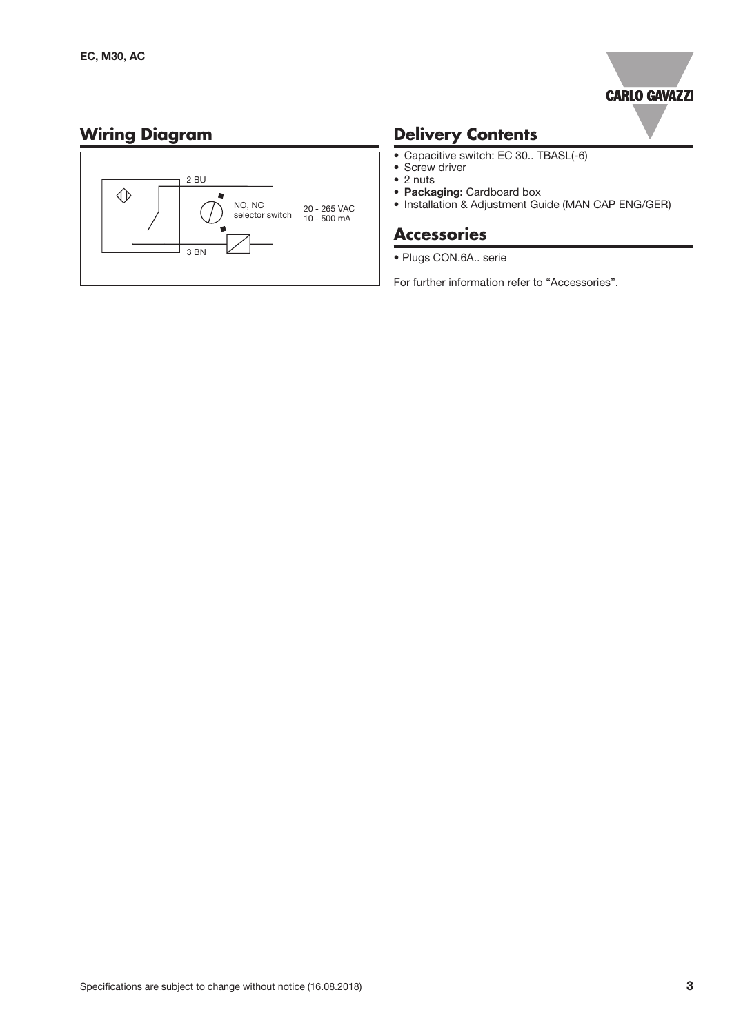## Wiring Diagram

2 BU

NO, NC
selector switch

20 - 265 VAC
10 - 500 mA

3 BN

## Delivery Contents

- Capacitive switch: EC 30.. TBASL(-6)
- Screw driver
- 2 nuts
- **Packaging:** Cardboard box
- Installation & Adjustment Guide (MAN CAP ENG/GER)

## Accessories

- Plugs CON.6A.. serie

For further information refer to "Accessories".